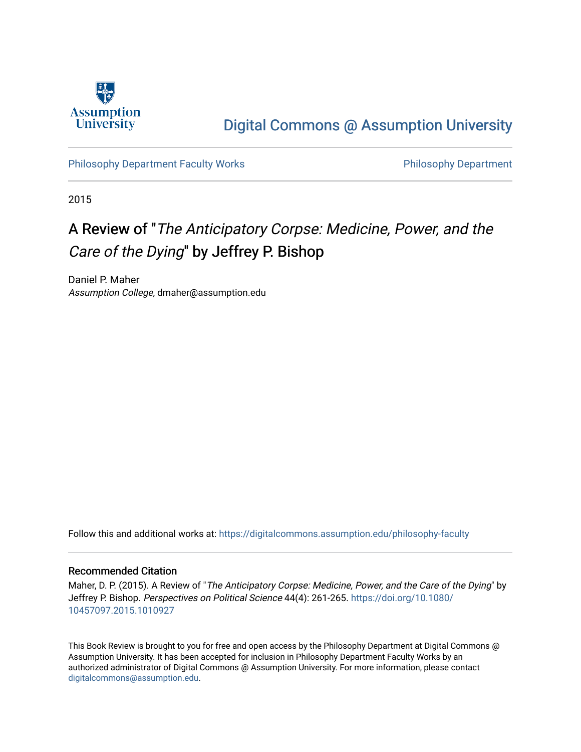Assumption University

Digital Commons @ Assumption University

Philosophy Department Faculty Works | Philosophy Department

2015

# A Review of "*The Anticipatory Corpse: Medicine, Power, and the Care of the Dying*" by Jeffrey P. Bishop

Daniel P. Maher
*Assumption College*, dmaher@assumption.edu

Follow this and additional works at: https://digitalcommons.assumption.edu/philosophy-faculty

## Recommended Citation

Maher, D. P. (2015). A Review of "*The Anticipatory Corpse: Medicine, Power, and the Care of the Dying*" by Jeffrey P. Bishop. *Perspectives on Political Science* 44(4): 261-265. https://doi.org/10.1080/10457097.2015.1010927

This Book Review is brought to you for free and open access by the Philosophy Department at Digital Commons @ Assumption University. It has been accepted for inclusion in Philosophy Department Faculty Works by an authorized administrator of Digital Commons @ Assumption University. For more information, please contact digitalcommons@assumption.edu.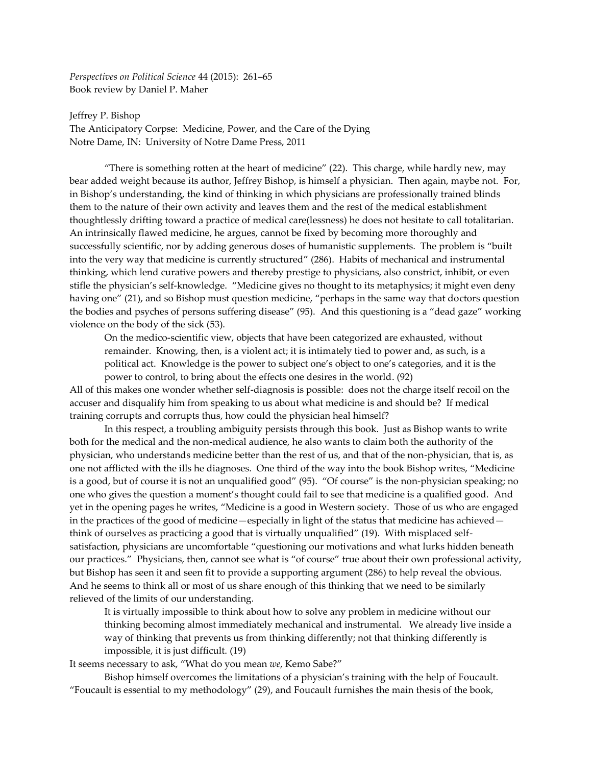*Perspectives on Political Science* 44 (2015): 261–65
Book review by Daniel P. Maher

Jeffrey P. Bishop
The Anticipatory Corpse: Medicine, Power, and the Care of the Dying
Notre Dame, IN: University of Notre Dame Press, 2011

"There is something rotten at the heart of medicine" (22). This charge, while hardly new, may bear added weight because its author, Jeffrey Bishop, is himself a physician. Then again, maybe not. For, in Bishop's understanding, the kind of thinking in which physicians are professionally trained blinds them to the nature of their own activity and leaves them and the rest of the medical establishment thoughtlessly drifting toward a practice of medical care(lessness) he does not hesitate to call totalitarian. An intrinsically flawed medicine, he argues, cannot be fixed by becoming more thoroughly and successfully scientific, nor by adding generous doses of humanistic supplements. The problem is "built into the very way that medicine is currently structured" (286). Habits of mechanical and instrumental thinking, which lend curative powers and thereby prestige to physicians, also constrict, inhibit, or even stifle the physician's self-knowledge. "Medicine gives no thought to its metaphysics; it might even deny having one" (21), and so Bishop must question medicine, "perhaps in the same way that doctors question the bodies and psyches of persons suffering disease" (95). And this questioning is a "dead gaze" working violence on the body of the sick (53).

> On the medico-scientific view, objects that have been categorized are exhausted, without remainder. Knowing, then, is a violent act; it is intimately tied to power and, as such, is a political act. Knowledge is the power to subject one's object to one's categories, and it is the power to control, to bring about the effects one desires in the world. (92)

All of this makes one wonder whether self-diagnosis is possible: does not the charge itself recoil on the accuser and disqualify him from speaking to us about what medicine is and should be? If medical training corrupts and corrupts thus, how could the physician heal himself?

In this respect, a troubling ambiguity persists through this book. Just as Bishop wants to write both for the medical and the non-medical audience, he also wants to claim both the authority of the physician, who understands medicine better than the rest of us, and that of the non-physician, that is, as one not afflicted with the ills he diagnoses. One third of the way into the book Bishop writes, "Medicine is a good, but of course it is not an unqualified good" (95). "Of course" is the non-physician speaking; no one who gives the question a moment's thought could fail to see that medicine is a qualified good. And yet in the opening pages he writes, "Medicine is a good in Western society. Those of us who are engaged in the practices of the good of medicine—especially in light of the status that medicine has achieved—think of ourselves as practicing a good that is virtually unqualified" (19). With misplaced self-satisfaction, physicians are uncomfortable "questioning our motivations and what lurks hidden beneath our practices." Physicians, then, cannot see what is "of course" true about their own professional activity, but Bishop has seen it and seen fit to provide a supporting argument (286) to help reveal the obvious. And he seems to think all or most of us share enough of this thinking that we need to be similarly relieved of the limits of our understanding.

> It is virtually impossible to think about how to solve any problem in medicine without our thinking becoming almost immediately mechanical and instrumental. We already live inside a way of thinking that prevents us from thinking differently; not that thinking differently is impossible, it is just difficult. (19)

It seems necessary to ask, "What do you mean *we*, Kemo Sabe?"

Bishop himself overcomes the limitations of a physician's training with the help of Foucault. "Foucault is essential to my methodology" (29), and Foucault furnishes the main thesis of the book,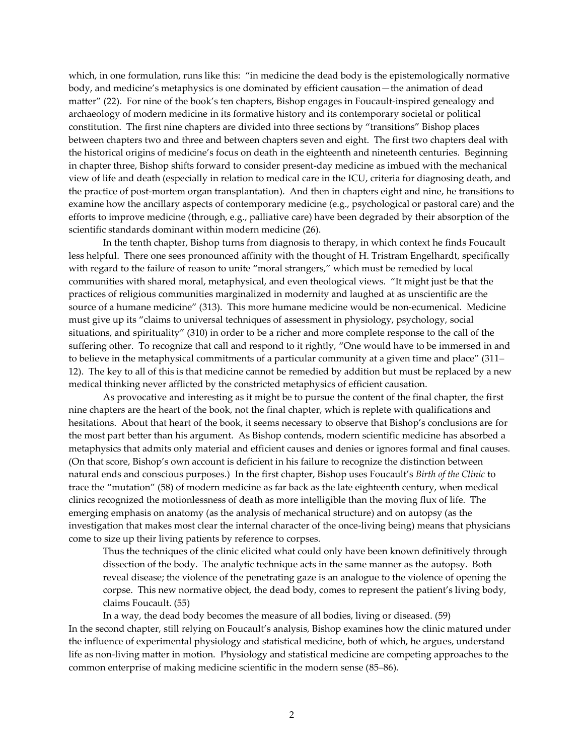which, in one formulation, runs like this: "in medicine the dead body is the epistemologically normative body, and medicine's metaphysics is one dominated by efficient causation—the animation of dead matter" (22). For nine of the book's ten chapters, Bishop engages in Foucault-inspired genealogy and archaeology of modern medicine in its formative history and its contemporary societal or political constitution. The first nine chapters are divided into three sections by "transitions" Bishop places between chapters two and three and between chapters seven and eight. The first two chapters deal with the historical origins of medicine's focus on death in the eighteenth and nineteenth centuries. Beginning in chapter three, Bishop shifts forward to consider present-day medicine as imbued with the mechanical view of life and death (especially in relation to medical care in the ICU, criteria for diagnosing death, and the practice of post-mortem organ transplantation). And then in chapters eight and nine, he transitions to examine how the ancillary aspects of contemporary medicine (e.g., psychological or pastoral care) and the efforts to improve medicine (through, e.g., palliative care) have been degraded by their absorption of the scientific standards dominant within modern medicine (26).

In the tenth chapter, Bishop turns from diagnosis to therapy, in which context he finds Foucault less helpful. There one sees pronounced affinity with the thought of H. Tristram Engelhardt, specifically with regard to the failure of reason to unite "moral strangers," which must be remedied by local communities with shared moral, metaphysical, and even theological views. "It might just be that the practices of religious communities marginalized in modernity and laughed at as unscientific are the source of a humane medicine" (313). This more humane medicine would be non-ecumenical. Medicine must give up its "claims to universal techniques of assessment in physiology, psychology, social situations, and spirituality" (310) in order to be a richer and more complete response to the call of the suffering other. To recognize that call and respond to it rightly, "One would have to be immersed in and to believe in the metaphysical commitments of a particular community at a given time and place" (311–12). The key to all of this is that medicine cannot be remedied by addition but must be replaced by a new medical thinking never afflicted by the constricted metaphysics of efficient causation.

As provocative and interesting as it might be to pursue the content of the final chapter, the first nine chapters are the heart of the book, not the final chapter, which is replete with qualifications and hesitations. About that heart of the book, it seems necessary to observe that Bishop's conclusions are for the most part better than his argument. As Bishop contends, modern scientific medicine has absorbed a metaphysics that admits only material and efficient causes and denies or ignores formal and final causes. (On that score, Bishop's own account is deficient in his failure to recognize the distinction between natural ends and conscious purposes.) In the first chapter, Bishop uses Foucault's *Birth of the Clinic* to trace the "mutation" (58) of modern medicine as far back as the late eighteenth century, when medical clinics recognized the motionlessness of death as more intelligible than the moving flux of life. The emerging emphasis on anatomy (as the analysis of mechanical structure) and on autopsy (as the investigation that makes most clear the internal character of the once-living being) means that physicians come to size up their living patients by reference to corpses.

> Thus the techniques of the clinic elicited what could only have been known definitively through dissection of the body. The analytic technique acts in the same manner as the autopsy. Both reveal disease; the violence of the penetrating gaze is an analogue to the violence of opening the corpse. This new normative object, the dead body, comes to represent the patient's living body, claims Foucault. (55)
>
> In a way, the dead body becomes the measure of all bodies, living or diseased. (59)

In the second chapter, still relying on Foucault's analysis, Bishop examines how the clinic matured under the influence of experimental physiology and statistical medicine, both of which, he argues, understand life as non-living matter in motion. Physiology and statistical medicine are competing approaches to the common enterprise of making medicine scientific in the modern sense (85–86).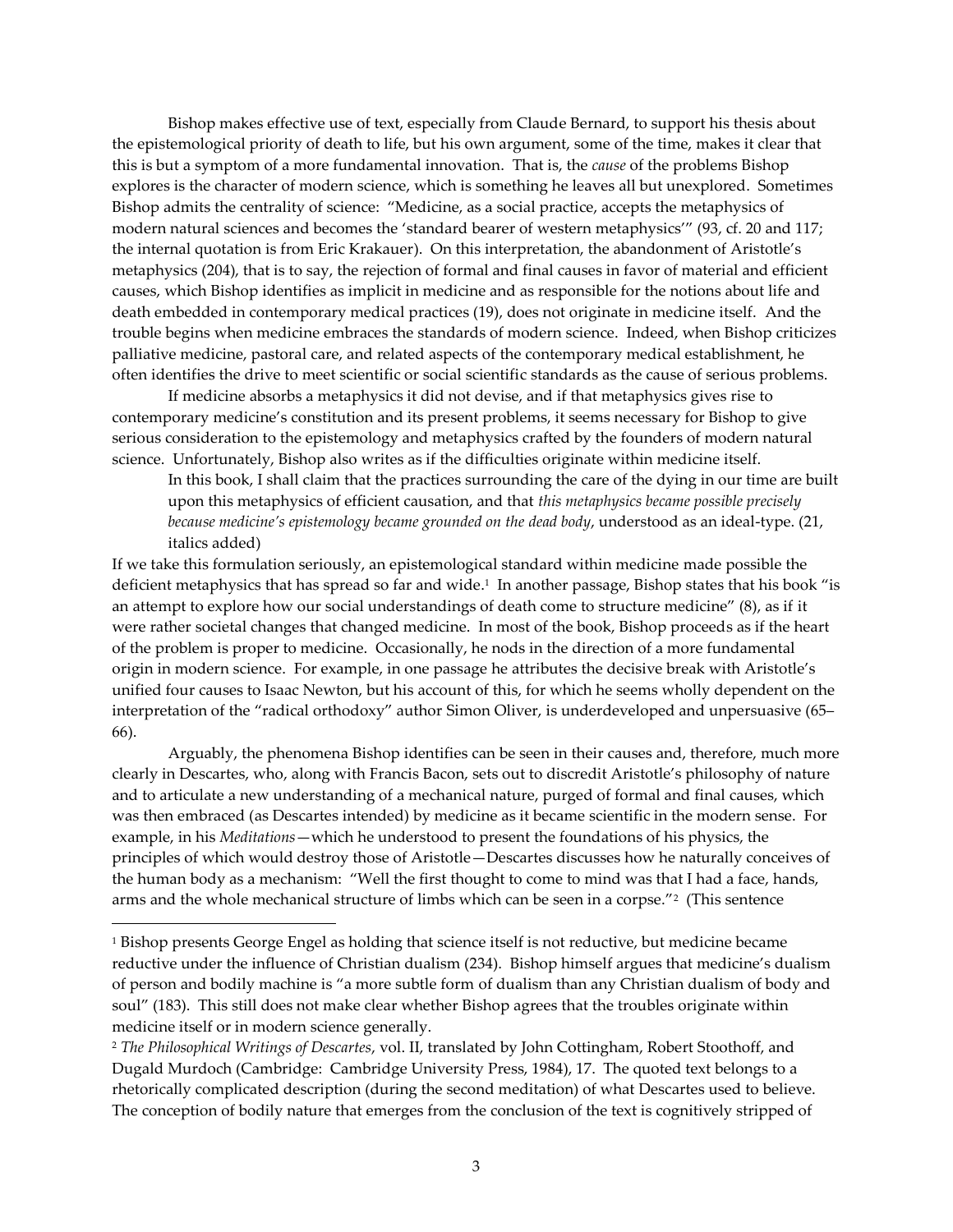Bishop makes effective use of text, especially from Claude Bernard, to support his thesis about the epistemological priority of death to life, but his own argument, some of the time, makes it clear that this is but a symptom of a more fundamental innovation. That is, the *cause* of the problems Bishop explores is the character of modern science, which is something he leaves all but unexplored. Sometimes Bishop admits the centrality of science: "Medicine, as a social practice, accepts the metaphysics of modern natural sciences and becomes the 'standard bearer of western metaphysics'" (93, cf. 20 and 117; the internal quotation is from Eric Krakauer). On this interpretation, the abandonment of Aristotle's metaphysics (204), that is to say, the rejection of formal and final causes in favor of material and efficient causes, which Bishop identifies as implicit in medicine and as responsible for the notions about life and death embedded in contemporary medical practices (19), does not originate in medicine itself. And the trouble begins when medicine embraces the standards of modern science. Indeed, when Bishop criticizes palliative medicine, pastoral care, and related aspects of the contemporary medical establishment, he often identifies the drive to meet scientific or social scientific standards as the cause of serious problems.

If medicine absorbs a metaphysics it did not devise, and if that metaphysics gives rise to contemporary medicine's constitution and its present problems, it seems necessary for Bishop to give serious consideration to the epistemology and metaphysics crafted by the founders of modern natural science. Unfortunately, Bishop also writes as if the difficulties originate within medicine itself.

> In this book, I shall claim that the practices surrounding the care of the dying in our time are built upon this metaphysics of efficient causation, and that *this metaphysics became possible precisely because medicine's epistemology became grounded on the dead body*, understood as an ideal-type. (21, italics added)

If we take this formulation seriously, an epistemological standard within medicine made possible the deficient metaphysics that has spread so far and wide.[1] In another passage, Bishop states that his book "is an attempt to explore how our social understandings of death come to structure medicine" (8), as if it were rather societal changes that changed medicine. In most of the book, Bishop proceeds as if the heart of the problem is proper to medicine. Occasionally, he nods in the direction of a more fundamental origin in modern science. For example, in one passage he attributes the decisive break with Aristotle's unified four causes to Isaac Newton, but his account of this, for which he seems wholly dependent on the interpretation of the "radical orthodoxy" author Simon Oliver, is underdeveloped and unpersuasive (65–66).

Arguably, the phenomena Bishop identifies can be seen in their causes and, therefore, much more clearly in Descartes, who, along with Francis Bacon, sets out to discredit Aristotle's philosophy of nature and to articulate a new understanding of a mechanical nature, purged of formal and final causes, which was then embraced (as Descartes intended) by medicine as it became scientific in the modern sense. For example, in his *Meditations*—which he understood to present the foundations of his physics, the principles of which would destroy those of Aristotle—Descartes discusses how he naturally conceives of the human body as a mechanism: "Well the first thought to come to mind was that I had a face, hands, arms and the whole mechanical structure of limbs which can be seen in a corpse."[2] (This sentence

---

[1] Bishop presents George Engel as holding that science itself is not reductive, but medicine became reductive under the influence of Christian dualism (234). Bishop himself argues that medicine's dualism of person and bodily machine is "a more subtle form of dualism than any Christian dualism of body and soul" (183). This still does not make clear whether Bishop agrees that the troubles originate within medicine itself or in modern science generally.

[2] *The Philosophical Writings of Descartes*, vol. II, translated by John Cottingham, Robert Stoothoff, and Dugald Murdoch (Cambridge: Cambridge University Press, 1984), 17. The quoted text belongs to a rhetorically complicated description (during the second meditation) of what Descartes used to believe. The conception of bodily nature that emerges from the conclusion of the text is cognitively stripped of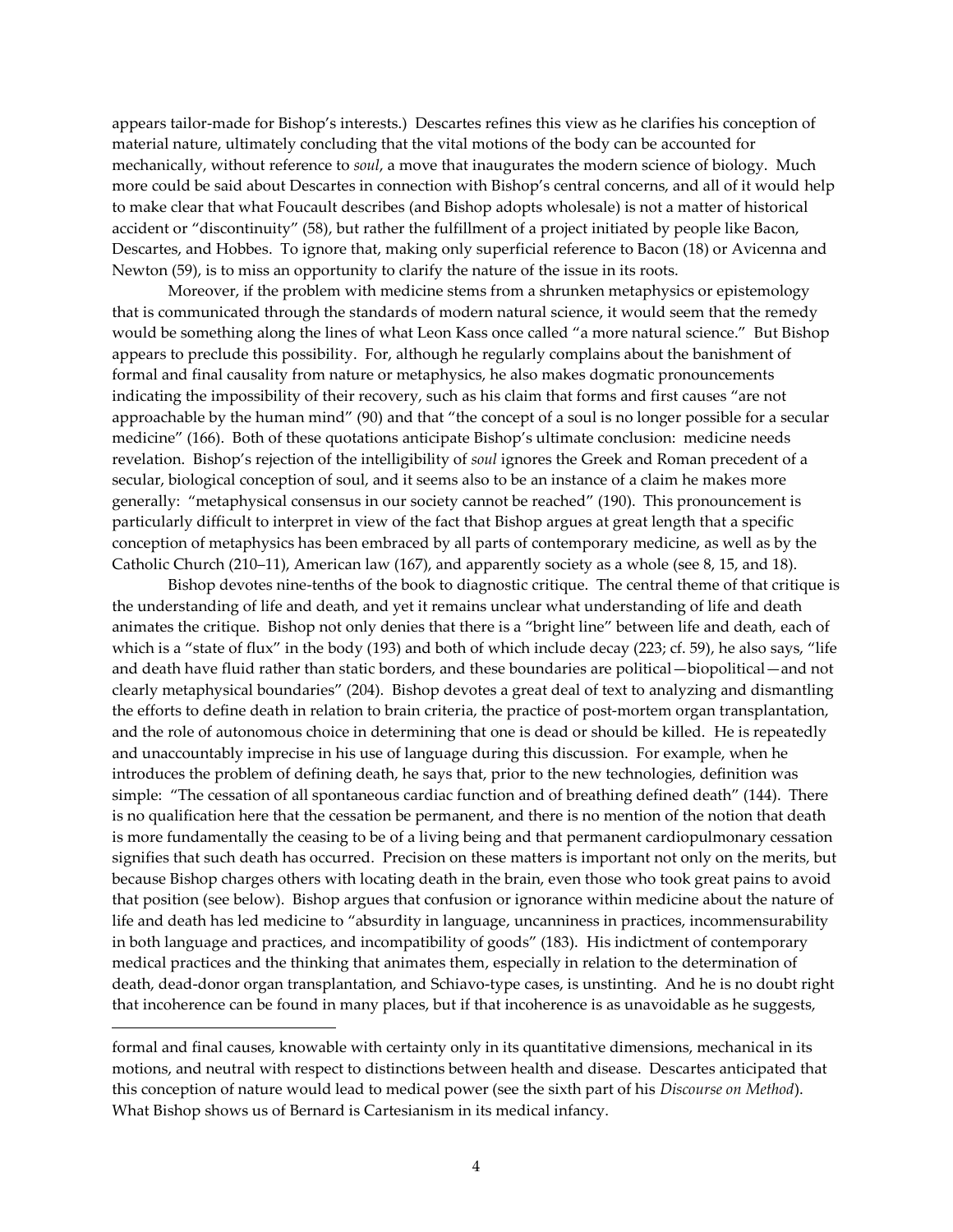appears tailor-made for Bishop's interests.) Descartes refines this view as he clarifies his conception of material nature, ultimately concluding that the vital motions of the body can be accounted for mechanically, without reference to *soul*, a move that inaugurates the modern science of biology. Much more could be said about Descartes in connection with Bishop's central concerns, and all of it would help to make clear that what Foucault describes (and Bishop adopts wholesale) is not a matter of historical accident or "discontinuity" (58), but rather the fulfillment of a project initiated by people like Bacon, Descartes, and Hobbes. To ignore that, making only superficial reference to Bacon (18) or Avicenna and Newton (59), is to miss an opportunity to clarify the nature of the issue in its roots.

Moreover, if the problem with medicine stems from a shrunken metaphysics or epistemology that is communicated through the standards of modern natural science, it would seem that the remedy would be something along the lines of what Leon Kass once called "a more natural science." But Bishop appears to preclude this possibility. For, although he regularly complains about the banishment of formal and final causality from nature or metaphysics, he also makes dogmatic pronouncements indicating the impossibility of their recovery, such as his claim that forms and first causes "are not approachable by the human mind" (90) and that "the concept of a soul is no longer possible for a secular medicine" (166). Both of these quotations anticipate Bishop's ultimate conclusion: medicine needs revelation. Bishop's rejection of the intelligibility of *soul* ignores the Greek and Roman precedent of a secular, biological conception of soul, and it seems also to be an instance of a claim he makes more generally: "metaphysical consensus in our society cannot be reached" (190). This pronouncement is particularly difficult to interpret in view of the fact that Bishop argues at great length that a specific conception of metaphysics has been embraced by all parts of contemporary medicine, as well as by the Catholic Church (210–11), American law (167), and apparently society as a whole (see 8, 15, and 18).

Bishop devotes nine-tenths of the book to diagnostic critique. The central theme of that critique is the understanding of life and death, and yet it remains unclear what understanding of life and death animates the critique. Bishop not only denies that there is a "bright line" between life and death, each of which is a "state of flux" in the body (193) and both of which include decay (223; cf. 59), he also says, "life and death have fluid rather than static borders, and these boundaries are political—biopolitical—and not clearly metaphysical boundaries" (204). Bishop devotes a great deal of text to analyzing and dismantling the efforts to define death in relation to brain criteria, the practice of post-mortem organ transplantation, and the role of autonomous choice in determining that one is dead or should be killed. He is repeatedly and unaccountably imprecise in his use of language during this discussion. For example, when he introduces the problem of defining death, he says that, prior to the new technologies, definition was simple: "The cessation of all spontaneous cardiac function and of breathing defined death" (144). There is no qualification here that the cessation be permanent, and there is no mention of the notion that death is more fundamentally the ceasing to be of a living being and that permanent cardiopulmonary cessation signifies that such death has occurred. Precision on these matters is important not only on the merits, but because Bishop charges others with locating death in the brain, even those who took great pains to avoid that position (see below). Bishop argues that confusion or ignorance within medicine about the nature of life and death has led medicine to "absurdity in language, uncanniness in practices, incommensurability in both language and practices, and incompatibility of goods" (183). His indictment of contemporary medical practices and the thinking that animates them, especially in relation to the determination of death, dead-donor organ transplantation, and Schiavo-type cases, is unstinting. And he is no doubt right that incoherence can be found in many places, but if that incoherence is as unavoidable as he suggests,

---

formal and final causes, knowable with certainty only in its quantitative dimensions, mechanical in its motions, and neutral with respect to distinctions between health and disease. Descartes anticipated that this conception of nature would lead to medical power (see the sixth part of his *Discourse on Method*). What Bishop shows us of Bernard is Cartesianism in its medical infancy.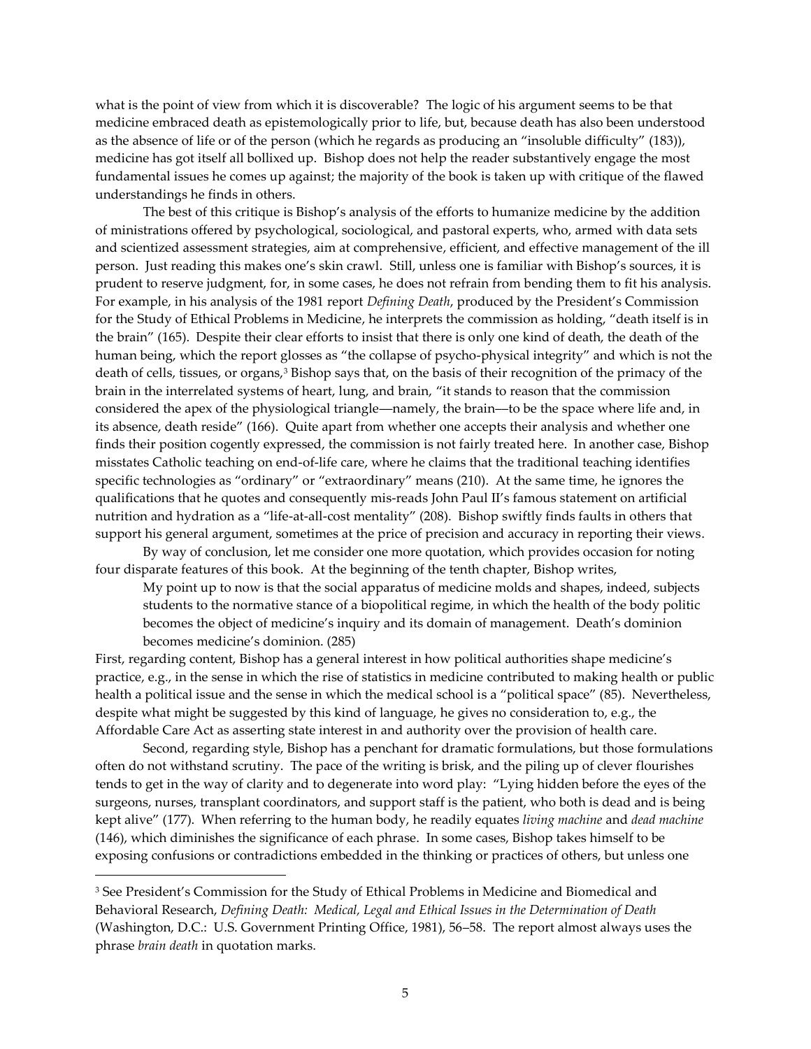what is the point of view from which it is discoverable? The logic of his argument seems to be that medicine embraced death as epistemologically prior to life, but, because death has also been understood as the absence of life or of the person (which he regards as producing an "insoluble difficulty" (183)), medicine has got itself all bollixed up. Bishop does not help the reader substantively engage the most fundamental issues he comes up against; the majority of the book is taken up with critique of the flawed understandings he finds in others.

The best of this critique is Bishop's analysis of the efforts to humanize medicine by the addition of ministrations offered by psychological, sociological, and pastoral experts, who, armed with data sets and scientized assessment strategies, aim at comprehensive, efficient, and effective management of the ill person. Just reading this makes one's skin crawl. Still, unless one is familiar with Bishop's sources, it is prudent to reserve judgment, for, in some cases, he does not refrain from bending them to fit his analysis. For example, in his analysis of the 1981 report *Defining Death*, produced by the President's Commission for the Study of Ethical Problems in Medicine, he interprets the commission as holding, "death itself is in the brain" (165). Despite their clear efforts to insist that there is only one kind of death, the death of the human being, which the report glosses as "the collapse of psycho-physical integrity" and which is not the death of cells, tissues, or organs,[3] Bishop says that, on the basis of their recognition of the primacy of the brain in the interrelated systems of heart, lung, and brain, "it stands to reason that the commission considered the apex of the physiological triangle—namely, the brain—to be the space where life and, in its absence, death reside" (166). Quite apart from whether one accepts their analysis and whether one finds their position cogently expressed, the commission is not fairly treated here. In another case, Bishop misstates Catholic teaching on end-of-life care, where he claims that the traditional teaching identifies specific technologies as "ordinary" or "extraordinary" means (210). At the same time, he ignores the qualifications that he quotes and consequently mis-reads John Paul II's famous statement on artificial nutrition and hydration as a "life-at-all-cost mentality" (208). Bishop swiftly finds faults in others that support his general argument, sometimes at the price of precision and accuracy in reporting their views.

By way of conclusion, let me consider one more quotation, which provides occasion for noting four disparate features of this book. At the beginning of the tenth chapter, Bishop writes,

> My point up to now is that the social apparatus of medicine molds and shapes, indeed, subjects students to the normative stance of a biopolitical regime, in which the health of the body politic becomes the object of medicine's inquiry and its domain of management. Death's dominion becomes medicine's dominion. (285)

First, regarding content, Bishop has a general interest in how political authorities shape medicine's practice, e.g., in the sense in which the rise of statistics in medicine contributed to making health or public health a political issue and the sense in which the medical school is a "political space" (85). Nevertheless, despite what might be suggested by this kind of language, he gives no consideration to, e.g., the Affordable Care Act as asserting state interest in and authority over the provision of health care.

Second, regarding style, Bishop has a penchant for dramatic formulations, but those formulations often do not withstand scrutiny. The pace of the writing is brisk, and the piling up of clever flourishes tends to get in the way of clarity and to degenerate into word play: "Lying hidden before the eyes of the surgeons, nurses, transplant coordinators, and support staff is the patient, who both is dead and is being kept alive" (177). When referring to the human body, he readily equates *living machine* and *dead machine* (146), which diminishes the significance of each phrase. In some cases, Bishop takes himself to be exposing confusions or contradictions embedded in the thinking or practices of others, but unless one

---

[3] See President's Commission for the Study of Ethical Problems in Medicine and Biomedical and Behavioral Research, *Defining Death: Medical, Legal and Ethical Issues in the Determination of Death* (Washington, D.C.: U.S. Government Printing Office, 1981), 56–58. The report almost always uses the phrase *brain death* in quotation marks.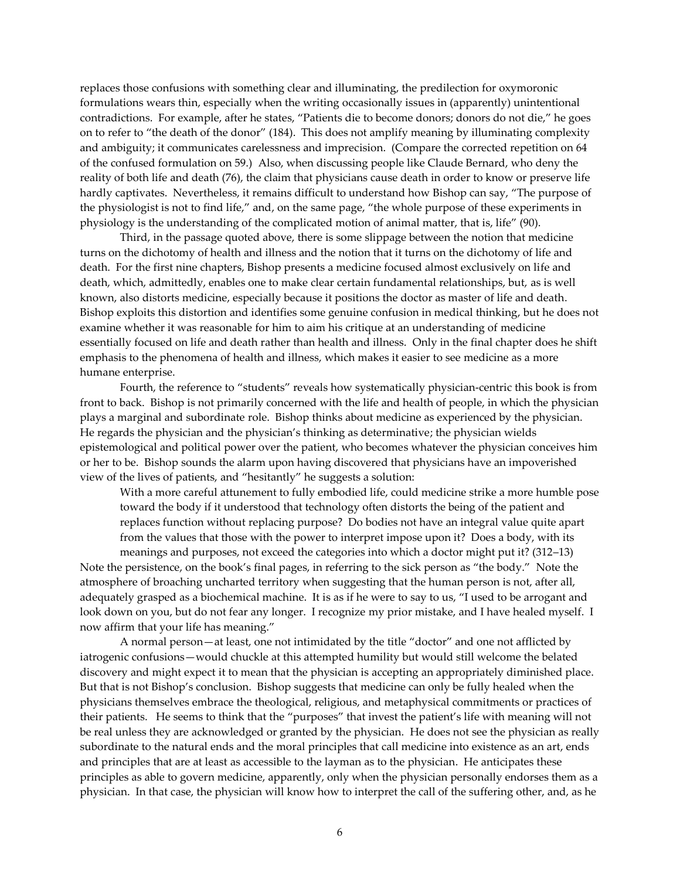replaces those confusions with something clear and illuminating, the predilection for oxymoronic formulations wears thin, especially when the writing occasionally issues in (apparently) unintentional contradictions. For example, after he states, "Patients die to become donors; donors do not die," he goes on to refer to "the death of the donor" (184). This does not amplify meaning by illuminating complexity and ambiguity; it communicates carelessness and imprecision. (Compare the corrected repetition on 64 of the confused formulation on 59.) Also, when discussing people like Claude Bernard, who deny the reality of both life and death (76), the claim that physicians cause death in order to know or preserve life hardly captivates. Nevertheless, it remains difficult to understand how Bishop can say, "The purpose of the physiologist is not to find life," and, on the same page, "the whole purpose of these experiments in physiology is the understanding of the complicated motion of animal matter, that is, life" (90).

Third, in the passage quoted above, there is some slippage between the notion that medicine turns on the dichotomy of health and illness and the notion that it turns on the dichotomy of life and death. For the first nine chapters, Bishop presents a medicine focused almost exclusively on life and death, which, admittedly, enables one to make clear certain fundamental relationships, but, as is well known, also distorts medicine, especially because it positions the doctor as master of life and death. Bishop exploits this distortion and identifies some genuine confusion in medical thinking, but he does not examine whether it was reasonable for him to aim his critique at an understanding of medicine essentially focused on life and death rather than health and illness. Only in the final chapter does he shift emphasis to the phenomena of health and illness, which makes it easier to see medicine as a more humane enterprise.

Fourth, the reference to "students" reveals how systematically physician-centric this book is from front to back. Bishop is not primarily concerned with the life and health of people, in which the physician plays a marginal and subordinate role. Bishop thinks about medicine as experienced by the physician. He regards the physician and the physician's thinking as determinative; the physician wields epistemological and political power over the patient, who becomes whatever the physician conceives him or her to be. Bishop sounds the alarm upon having discovered that physicians have an impoverished view of the lives of patients, and "hesitantly" he suggests a solution:

> With a more careful attunement to fully embodied life, could medicine strike a more humble pose toward the body if it understood that technology often distorts the being of the patient and replaces function without replacing purpose? Do bodies not have an integral value quite apart from the values that those with the power to interpret impose upon it? Does a body, with its meanings and purposes, not exceed the categories into which a doctor might put it? (312–13)

Note the persistence, on the book's final pages, in referring to the sick person as "the body." Note the atmosphere of broaching uncharted territory when suggesting that the human person is not, after all, adequately grasped as a biochemical machine. It is as if he were to say to us, "I used to be arrogant and look down on you, but do not fear any longer. I recognize my prior mistake, and I have healed myself. I now affirm that your life has meaning."

A normal person—at least, one not intimidated by the title "doctor" and one not afflicted by iatrogenic confusions—would chuckle at this attempted humility but would still welcome the belated discovery and might expect it to mean that the physician is accepting an appropriately diminished place. But that is not Bishop's conclusion. Bishop suggests that medicine can only be fully healed when the physicians themselves embrace the theological, religious, and metaphysical commitments or practices of their patients. He seems to think that the "purposes" that invest the patient's life with meaning will not be real unless they are acknowledged or granted by the physician. He does not see the physician as really subordinate to the natural ends and the moral principles that call medicine into existence as an art, ends and principles that are at least as accessible to the layman as to the physician. He anticipates these principles as able to govern medicine, apparently, only when the physician personally endorses them as a physician. In that case, the physician will know how to interpret the call of the suffering other, and, as he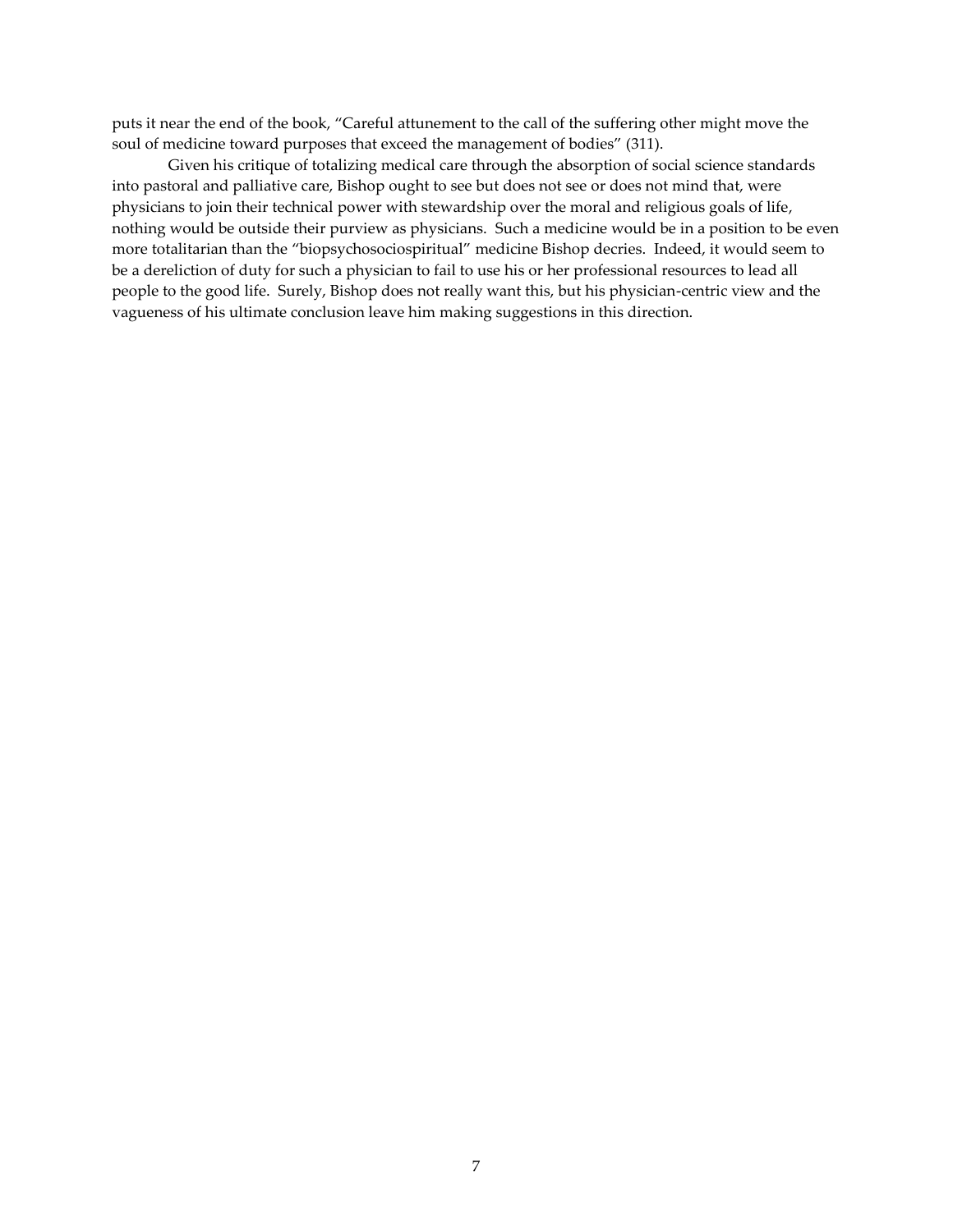puts it near the end of the book, "Careful attunement to the call of the suffering other might move the soul of medicine toward purposes that exceed the management of bodies" (311).

Given his critique of totalizing medical care through the absorption of social science standards into pastoral and palliative care, Bishop ought to see but does not see or does not mind that, were physicians to join their technical power with stewardship over the moral and religious goals of life, nothing would be outside their purview as physicians. Such a medicine would be in a position to be even more totalitarian than the "biopsychosociospiritual" medicine Bishop decries. Indeed, it would seem to be a dereliction of duty for such a physician to fail to use his or her professional resources to lead all people to the good life. Surely, Bishop does not really want this, but his physician-centric view and the vagueness of his ultimate conclusion leave him making suggestions in this direction.